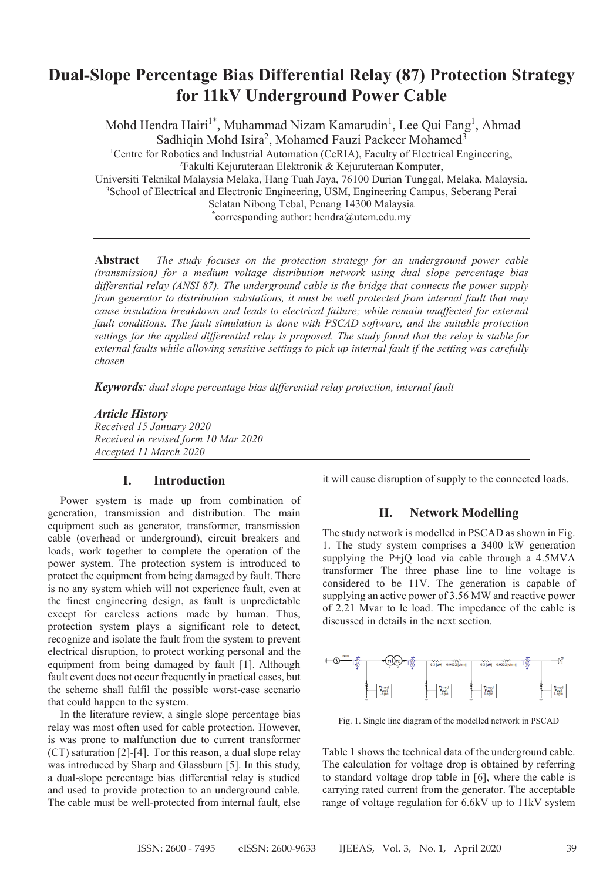# Dual-Slope Percentage Bias Differential Relay (87) Protection Strategy for 11kV Underground Power Cable

Mohd Hendra Hairi[1*], Muhammad Nizam Kamarudin[1], Lee Qui Fang[1], Ahmad Sadhiqin Mohd Isira[2], Mohamed Fauzi Packeer Mohamed[3]

[1]Centre for Robotics and Industrial Automation (CeRIA), Faculty of Electrical Engineering,
[2]Fakulti Kejuruteraan Elektronik & Kejuruteraan Komputer,
Universiti Teknikal Malaysia Melaka, Hang Tuah Jaya, 76100 Durian Tunggal, Melaka, Malaysia.
[3]School of Electrical and Electronic Engineering, USM, Engineering Campus, Seberang Perai Selatan Nibong Tebal, Penang 14300 Malaysia
[*]corresponding author: hendra@utem.edu.my

---

**Abstract** – *The study focuses on the protection strategy for an underground power cable (transmission) for a medium voltage distribution network using dual slope percentage bias differential relay (ANSI 87). The underground cable is the bridge that connects the power supply from generator to distribution substations, it must be well protected from internal fault that may cause insulation breakdown and leads to electrical failure; while remain unaffected for external fault conditions. The fault simulation is done with PSCAD software, and the suitable protection settings for the applied differential relay is proposed. The study found that the relay is stable for external faults while allowing sensitive settings to pick up internal fault if the setting was carefully chosen*

***Keywords****: dual slope percentage bias differential relay protection, internal fault*

***Article History***
*Received 15 January 2020*
*Received in revised form 10 Mar 2020*
*Accepted 11 March 2020*

---

## I. Introduction

Power system is made up from combination of generation, transmission and distribution. The main equipment such as generator, transformer, transmission cable (overhead or underground), circuit breakers and loads, work together to complete the operation of the power system. The protection system is introduced to protect the equipment from being damaged by fault. There is no any system which will not experience fault, even at the finest engineering design, as fault is unpredictable except for careless actions made by human. Thus, protection system plays a significant role to detect, recognize and isolate the fault from the system to prevent electrical disruption, to protect working personal and the equipment from being damaged by fault [1]. Although fault event does not occur frequently in practical cases, but the scheme shall fulfil the possible worst-case scenario that could happen to the system.

In the literature review, a single slope percentage bias relay was most often used for cable protection. However, is was prone to malfunction due to current transformer (CT) saturation [2]-[4]. For this reason, a dual slope relay was introduced by Sharp and Glassburn [5]. In this study, a dual-slope percentage bias differential relay is studied and used to provide protection to an underground cable. The cable must be well-protected from internal fault, else it will cause disruption of supply to the connected loads.

## II. Network Modelling

The study network is modelled in PSCAD as shown in Fig. 1. The study system comprises a 3400 kW generation supplying the P+jQ load via cable through a 4.5MVA transformer The three phase line to line voltage is considered to be 11V. The generation is capable of supplying an active power of 3.56 MW and reactive power of 2.21 Mvar to le load. The impedance of the cable is discussed in details in the next section.

Fig. 1. Single line diagram of the modelled network in PSCAD

Table 1 shows the technical data of the underground cable. The calculation for voltage drop is obtained by referring to standard voltage drop table in [6], where the cable is carrying rated current from the generator. The acceptable range of voltage regulation for 6.6kV up to 11kV system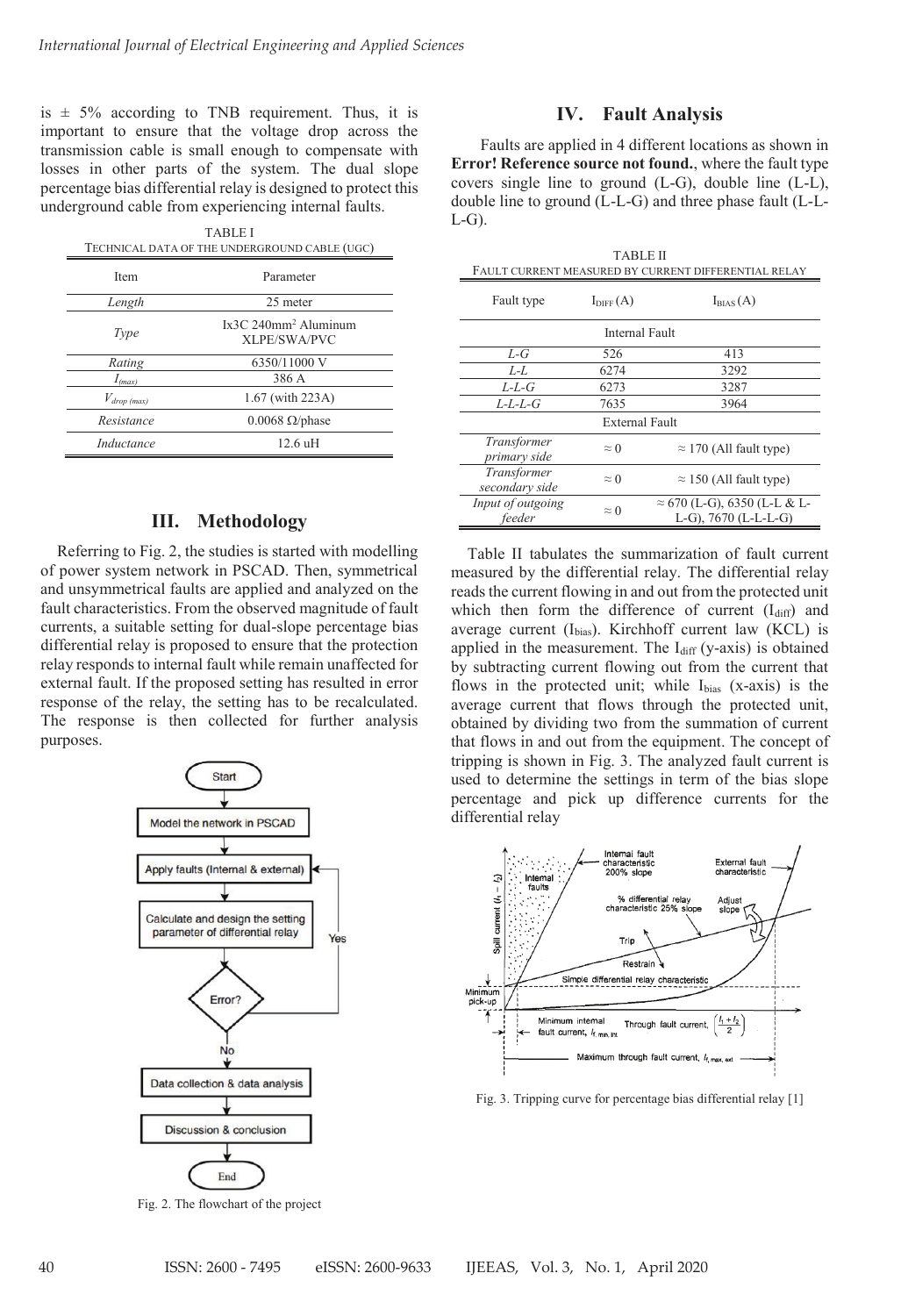is ± 5% according to TNB requirement. Thus, it is important to ensure that the voltage drop across the transmission cable is small enough to compensate with losses in other parts of the system. The dual slope percentage bias differential relay is designed to protect this underground cable from experiencing internal faults.

TABLE I
TECHNICAL DATA OF THE UNDERGROUND CABLE (UGC)

| Item | Parameter |
|---|---|
| *Length* | 25 meter |
| *Type* | Ix3C 240mm$^2$ Aluminum XLPE/SWA/PVC |
| *Rating* | 6350/11000 V |
| $I_{(max)}$ | 386 A |
| $V_{drop\ (max)}$ | 1.67 (with 223A) |
| *Resistance* | 0.0068 Ω/phase |
| *Inductance* | 12.6 uH |

## III. Methodology

Referring to Fig. 2, the studies is started with modelling of power system network in PSCAD. Then, symmetrical and unsymmetrical faults are applied and analyzed on the fault characteristics. From the observed magnitude of fault currents, a suitable setting for dual-slope percentage bias differential relay is proposed to ensure that the protection relay responds to internal fault while remain unaffected for external fault. If the proposed setting has resulted in error response of the relay, the setting has to be recalculated. The response is then collected for further analysis purposes.

Fig. 2. The flowchart of the project

## IV. Fault Analysis

Faults are applied in 4 different locations as shown in **Error! Reference source not found.**, where the fault type covers single line to ground (L-G), double line (L-L), double line to ground (L-L-G) and three phase fault (L-L-L-G).

TABLE II
FAULT CURRENT MEASURED BY CURRENT DIFFERENTIAL RELAY

| Fault type | $I_{DIFF}$ (A) | $I_{BIAS}$ (A) |
|---|---|---|
| | Internal Fault | |
| *L-G* | 526 | 413 |
| *L-L* | 6274 | 3292 |
| *L-L-G* | 6273 | 3287 |
| *L-L-L-G* | 7635 | 3964 |
| | External Fault | |
| *Transformer primary side* | ≈ 0 | ≈ 170 (All fault type) |
| *Transformer secondary side* | ≈ 0 | ≈ 150 (All fault type) |
| *Input of outgoing feeder* | ≈ 0 | ≈ 670 (L-G), 6350 (L-L & L-L-G), 7670 (L-L-L-G) |

Table II tabulates the summarization of fault current measured by the differential relay. The differential relay reads the current flowing in and out from the protected unit which then form the difference of current ($I_{diff}$) and average current ($I_{bias}$). Kirchhoff current law (KCL) is applied in the measurement. The $I_{diff}$ (y-axis) is obtained by subtracting current flowing out from the current that flows in the protected unit; while $I_{bias}$ (x-axis) is the average current that flows through the protected unit, obtained by dividing two from the summation of current that flows in and out from the equipment. The concept of tripping is shown in Fig. 3. The analyzed fault current is used to determine the settings in term of the bias slope percentage and pick up difference currents for the differential relay

Fig. 3. Tripping curve for percentage bias differential relay [1]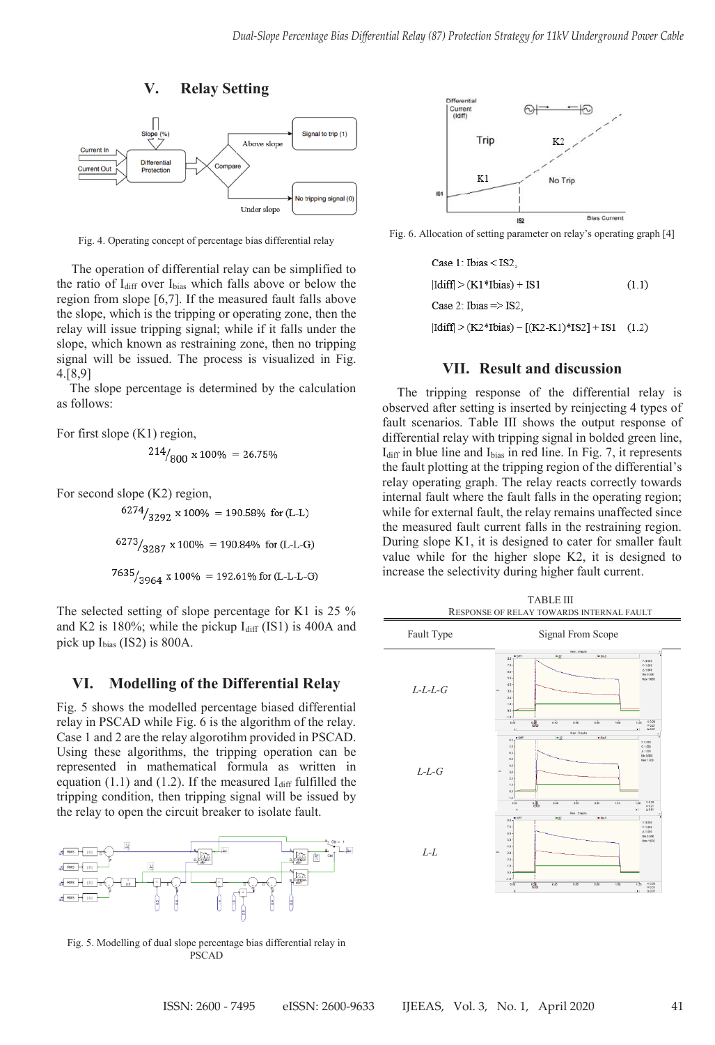## V. Relay Setting

Fig. 4. Operating concept of percentage bias differential relay

The operation of differential relay can be simplified to the ratio of $I_{diff}$ over $I_{bias}$ which falls above or below the region from slope [6,7]. If the measured fault falls above the slope, which is the tripping or operating zone, then the relay will issue tripping signal; while if it falls under the slope, which known as restraining zone, then no tripping signal will be issued. The process is visualized in Fig. 4.[8,9]

The slope percentage is determined by the calculation as follows:

For first slope (K1) region,

$$\frac{214}{800} \times 100\% = 26.75\%$$

For second slope (K2) region,

$$\frac{6274}{3292} \times 100\% = 190.58\% \text{ for (L-L)}$$

$$\frac{6273}{3287} \times 100\% = 190.84\% \text{ for (L-L-G)}$$

$$\frac{7635}{3964} \times 100\% = 192.61\% \text{ for (L-L-L-G)}$$

The selected setting of slope percentage for K1 is 25 % and K2 is 180%; while the pickup $I_{diff}$ (IS1) is 400A and pick up $I_{bias}$ (IS2) is 800A.

## VI. Modelling of the Differential Relay

Fig. 5 shows the modelled percentage biased differential relay in PSCAD while Fig. 6 is the algorithm of the relay. Case 1 and 2 are the relay algorotihm provided in PSCAD. Using these algorithms, the tripping operation can be represented in mathematical formula as written in equation (1.1) and (1.2). If the measured $I_{diff}$ fulfilled the tripping condition, then tripping signal will be issued by the relay to open the circuit breaker to isolate fault.

Fig. 5. Modelling of dual slope percentage bias differential relay in PSCAD

Fig. 6. Allocation of setting parameter on relay's operating graph [4]

Case 1: Ibias < IS2,

$$|I_{diff}| > (K1 * I_{bias}) + IS1 \quad (1.1)$$

Case 2: Ibias => IS2,

$$|I_{diff}| > (K2 * I_{bias}) - [(K2-K1) * IS2] + IS1 \quad (1.2)$$

## VII. Result and discussion

The tripping response of the differential relay is observed after setting is inserted by reinjecting 4 types of fault scenarios. Table III shows the output response of differential relay with tripping signal in bolded green line, $I_{diff}$ in blue line and $I_{bias}$ in red line. In Fig. 7, it represents the fault plotting at the tripping region of the differential's relay operating graph. The relay reacts correctly towards internal fault where the fault falls in the operating region; while for external fault, the relay remains unaffected since the measured fault current falls in the restraining region. During slope K1, it is designed to cater for smaller fault value while for the higher slope K2, it is designed to increase the selectivity during higher fault current.

TABLE III
RESPONSE OF RELAY TOWARDS INTERNAL FAULT

| Fault Type | Signal From Scope |
|---|---|
| *L-L-L-G* | |
| *L-L-G* | |
| *L-L* | |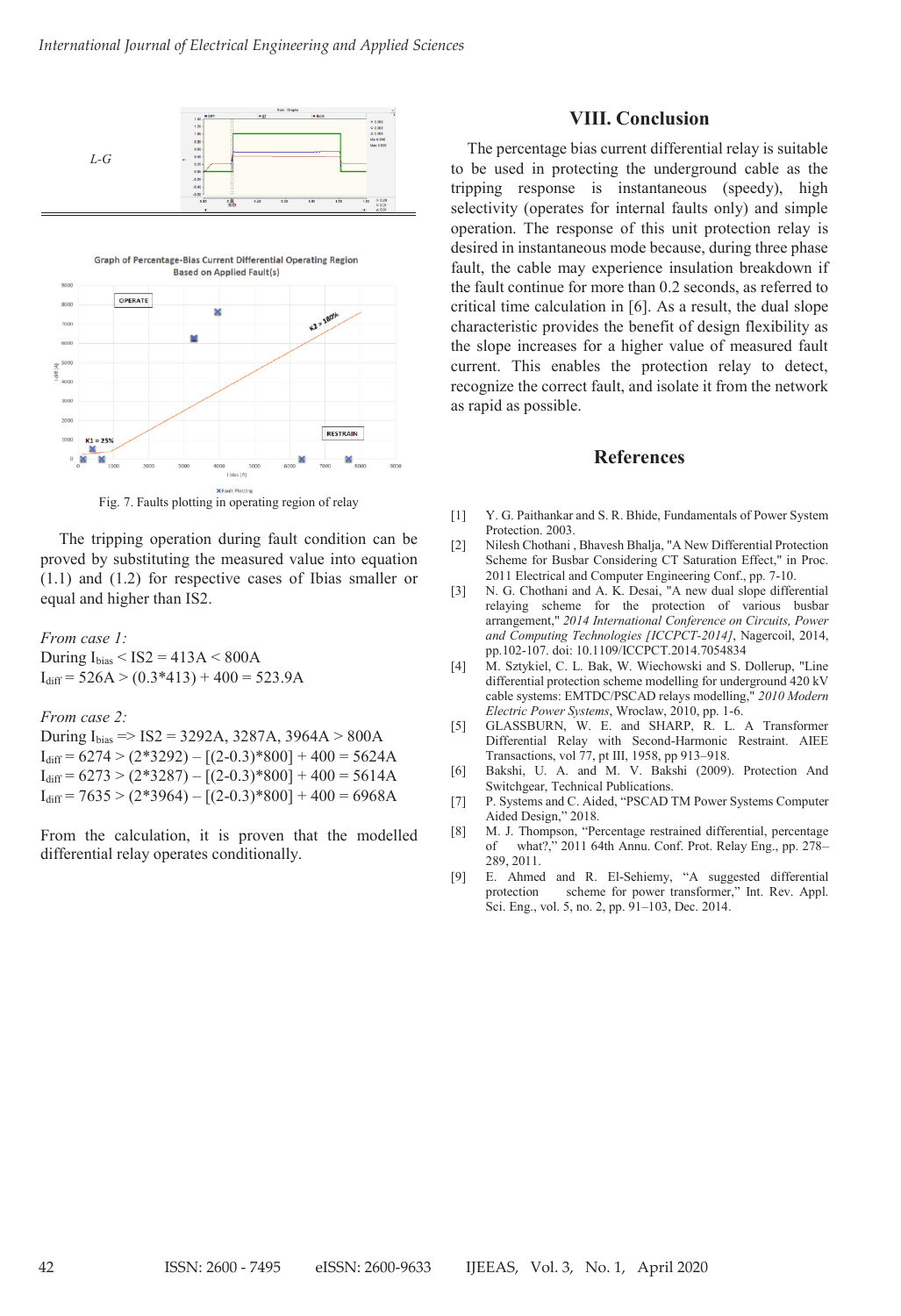L-G

Graph of Percentage-Bias Current Differential Operating Region Based on Applied Fault(s)

OPERATE

RESTRAIN

K1 = 25%

K2 = 180%

Fault Plotting

Fig. 7. Faults plotting in operating region of relay

The tripping operation during fault condition can be proved by substituting the measured value into equation (1.1) and (1.2) for respective cases of Ibias smaller or equal and higher than IS2.

*From case 1:*

During $I_{bias}$ < IS2 = 413A < 800A

$I_{diff}$ = 526A > (0.3*413) + 400 = 523.9A

*From case 2:*

During $I_{bias}$ => IS2 = 3292A, 3287A, 3964A > 800A

$I_{diff}$ = 6274 > (2*3292) – [(2-0.3)*800] + 400 = 5624A

$I_{diff}$ = 6273 > (2*3287) – [(2-0.3)*800] + 400 = 5614A

$I_{diff}$ = 7635 > (2*3964) – [(2-0.3)*800] + 400 = 6968A

From the calculation, it is proven that the modelled differential relay operates conditionally.

## VIII. Conclusion

The percentage bias current differential relay is suitable to be used in protecting the underground cable as the tripping response is instantaneous (speedy), high selectivity (operates for internal faults only) and simple operation. The response of this unit protection relay is desired in instantaneous mode because, during three phase fault, the cable may experience insulation breakdown if the fault continue for more than 0.2 seconds, as referred to critical time calculation in [6]. As a result, the dual slope characteristic provides the benefit of design flexibility as the slope increases for a higher value of measured fault current. This enables the protection relay to detect, recognize the correct fault, and isolate it from the network as rapid as possible.

## References

[1] Y. G. Paithankar and S. R. Bhide, Fundamentals of Power System Protection. 2003.

[2] Nilesh Chothani , Bhavesh Bhalja, "A New Differential Protection Scheme for Busbar Considering CT Saturation Effect," in Proc. 2011 Electrical and Computer Engineering Conf., pp. 7-10.

[3] N. G. Chothani and A. K. Desai, "A new dual slope differential relaying scheme for the protection of various busbar arrangement," *2014 International Conference on Circuits, Power and Computing Technologies [ICCPCT-2014]*, Nagercoil, 2014, pp.102-107. doi: 10.1109/ICCPCT.2014.7054834

[4] M. Sztykiel, C. L. Bak, W. Wiechowski and S. Dollerup, "Line differential protection scheme modelling for underground 420 kV cable systems: EMTDC/PSCAD relays modelling," *2010 Modern Electric Power Systems*, Wroclaw, 2010, pp. 1-6.

[5] GLASSBURN, W. E. and SHARP, R. L. A Transformer Differential Relay with Second-Harmonic Restraint. AIEE Transactions, vol 77, pt III, 1958, pp 913–918.

[6] Bakshi, U. A. and M. V. Bakshi (2009). Protection And Switchgear, Technical Publications.

[7] P. Systems and C. Aided, "PSCAD TM Power Systems Computer Aided Design," 2018.

[8] M. J. Thompson, "Percentage restrained differential, percentage of what?," 2011 64th Annu. Conf. Prot. Relay Eng., pp. 278–289, 2011.

[9] E. Ahmed and R. El-Sehiemy, "A suggested differential protection scheme for power transformer," Int. Rev. Appl. Sci. Eng., vol. 5, no. 2, pp. 91–103, Dec. 2014.